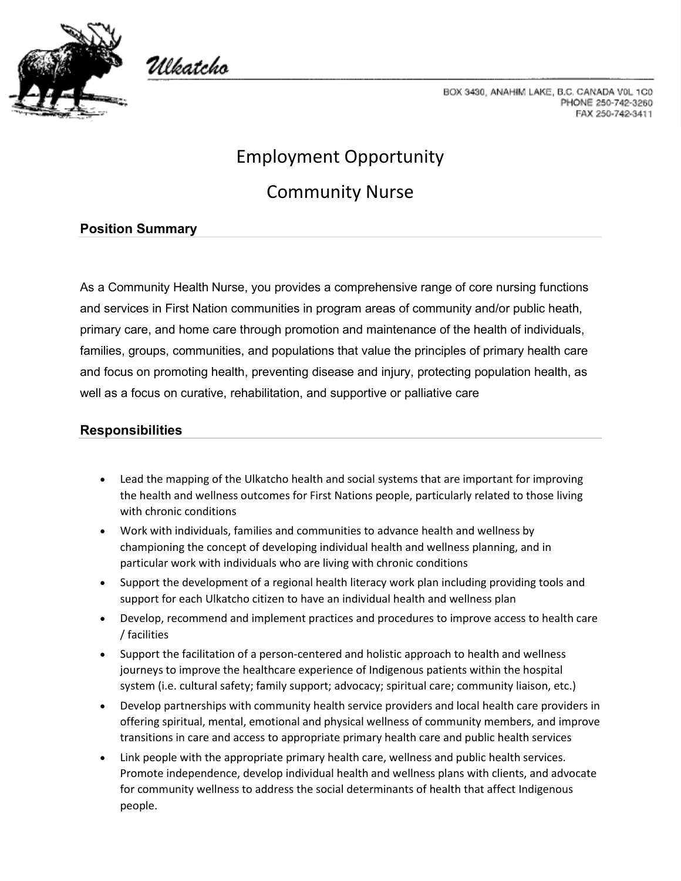Ulkatcho

BOX 3430, ANAHIM LAKE, B.C. CANADA V0L 1C0
PHONE 250-742-3260
FAX 250-742-3411

# Employment Opportunity

# Community Nurse

## Position Summary

As a Community Health Nurse, you provides a comprehensive range of core nursing functions and services in First Nation communities in program areas of community and/or public heath, primary care, and home care through promotion and maintenance of the health of individuals, families, groups, communities, and populations that value the principles of primary health care and focus on promoting health, preventing disease and injury, protecting population health, as well as a focus on curative, rehabilitation, and supportive or palliative care

## Responsibilities

- Lead the mapping of the Ulkatcho health and social systems that are important for improving the health and wellness outcomes for First Nations people, particularly related to those living with chronic conditions
- Work with individuals, families and communities to advance health and wellness by championing the concept of developing individual health and wellness planning, and in particular work with individuals who are living with chronic conditions
- Support the development of a regional health literacy work plan including providing tools and support for each Ulkatcho citizen to have an individual health and wellness plan
- Develop, recommend and implement practices and procedures to improve access to health care / facilities
- Support the facilitation of a person-centered and holistic approach to health and wellness journeys to improve the healthcare experience of Indigenous patients within the hospital system (i.e. cultural safety; family support; advocacy; spiritual care; community liaison, etc.)
- Develop partnerships with community health service providers and local health care providers in offering spiritual, mental, emotional and physical wellness of community members, and improve transitions in care and access to appropriate primary health care and public health services
- Link people with the appropriate primary health care, wellness and public health services. Promote independence, develop individual health and wellness plans with clients, and advocate for community wellness to address the social determinants of health that affect Indigenous people.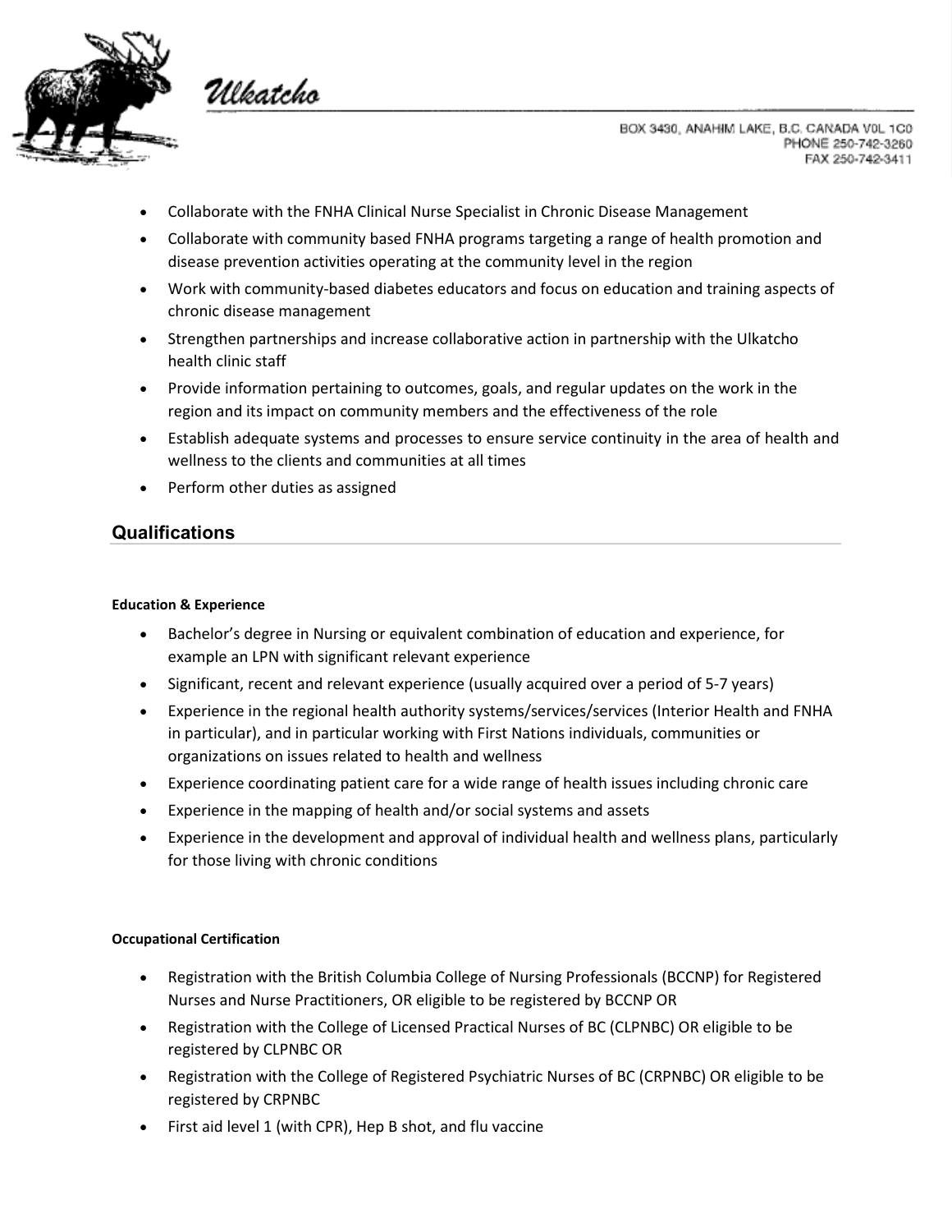- Collaborate with the FNHA Clinical Nurse Specialist in Chronic Disease Management
- Collaborate with community based FNHA programs targeting a range of health promotion and disease prevention activities operating at the community level in the region
- Work with community-based diabetes educators and focus on education and training aspects of chronic disease management
- Strengthen partnerships and increase collaborative action in partnership with the Ulkatcho health clinic staff
- Provide information pertaining to outcomes, goals, and regular updates on the work in the region and its impact on community members and the effectiveness of the role
- Establish adequate systems and processes to ensure service continuity in the area of health and wellness to the clients and communities at all times
- Perform other duties as assigned

## Qualifications

**Education & Experience**

- Bachelor's degree in Nursing or equivalent combination of education and experience, for example an LPN with significant relevant experience
- Significant, recent and relevant experience (usually acquired over a period of 5-7 years)
- Experience in the regional health authority systems/services/services (Interior Health and FNHA in particular), and in particular working with First Nations individuals, communities or organizations on issues related to health and wellness
- Experience coordinating patient care for a wide range of health issues including chronic care
- Experience in the mapping of health and/or social systems and assets
- Experience in the development and approval of individual health and wellness plans, particularly for those living with chronic conditions

**Occupational Certification**

- Registration with the British Columbia College of Nursing Professionals (BCCNP) for Registered Nurses and Nurse Practitioners, OR eligible to be registered by BCCNP OR
- Registration with the College of Licensed Practical Nurses of BC (CLPNBC) OR eligible to be registered by CLPNBC OR
- Registration with the College of Registered Psychiatric Nurses of BC (CRPNBC) OR eligible to be registered by CRPNBC
- First aid level 1 (with CPR), Hep B shot, and flu vaccine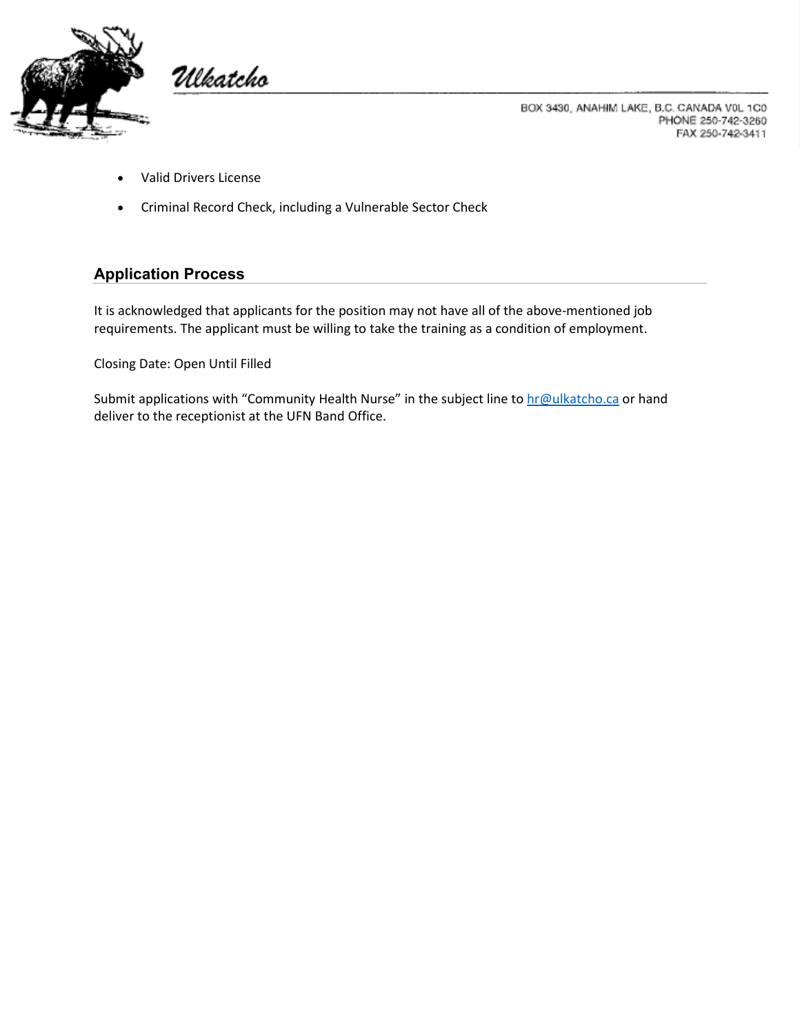- Valid Drivers License
- Criminal Record Check, including a Vulnerable Sector Check

## Application Process

It is acknowledged that applicants for the position may not have all of the above-mentioned job requirements. The applicant must be willing to take the training as a condition of employment.

Closing Date: Open Until Filled

Submit applications with “Community Health Nurse” in the subject line to hr@ulkatcho.ca or hand deliver to the receptionist at the UFN Band Office.